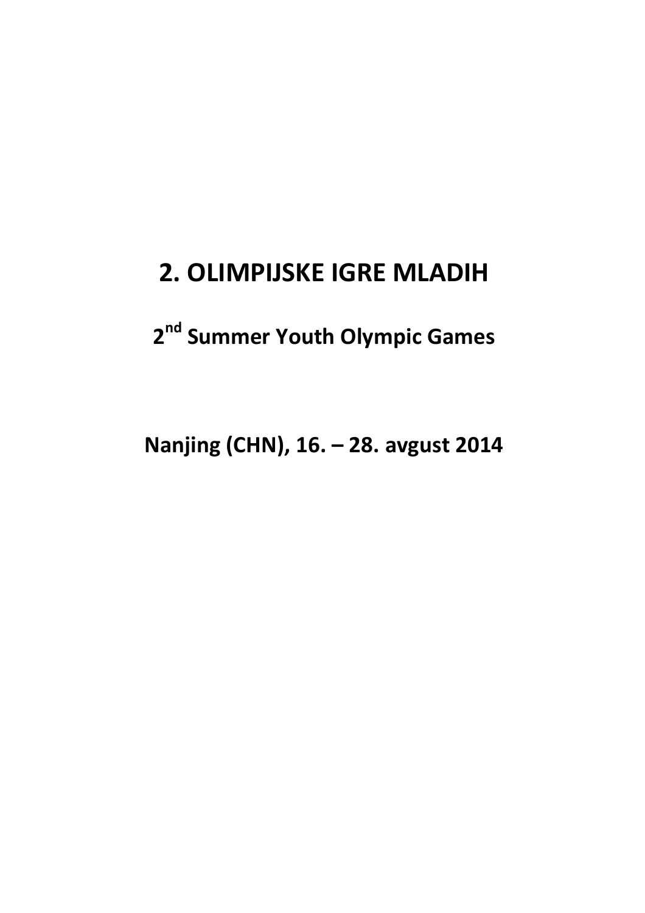# 2. OLIMPIJSKE IGRE MLADIH

## 2$^{nd}$ Summer Youth Olympic Games

## Nanjing (CHN), 16. – 28. avgust 2014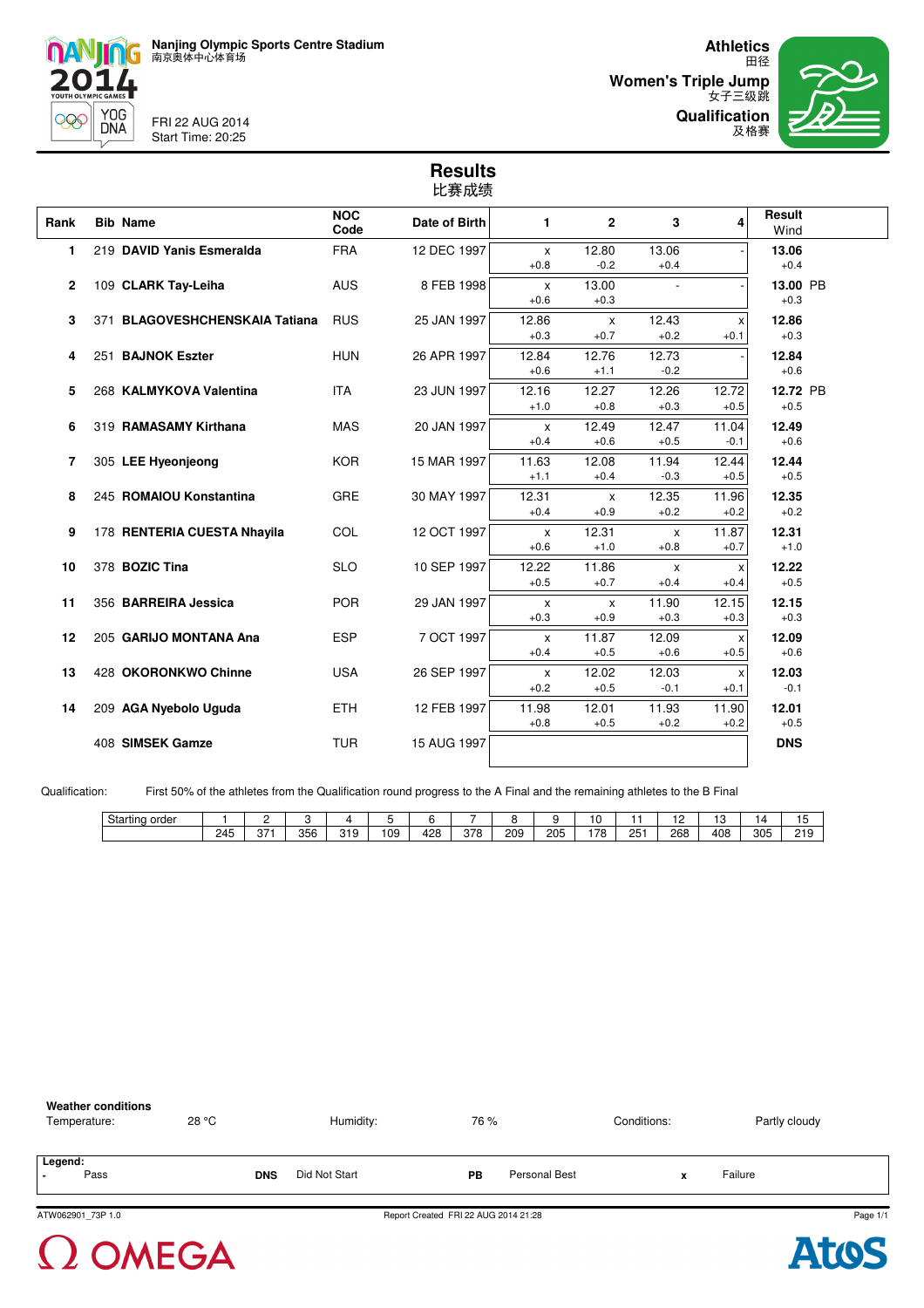Nanjing Olympic Sports Centre Stadium
南京奥体中心体育场

FRI 22 AUG 2014
Start Time: 20:25

**Athletics**
田径

**Women's Triple Jump**
女子三级跳

**Qualification**
及格赛

# Results
比赛成绩

| Rank | Bib | Name | NOC Code | Date of Birth | 1 | 2 | 3 | 4 | Result Wind |
|---|---|---|---|---|---|---|---|---|---|
| 1 | 219 | **DAVID Yanis Esmeralda** | FRA | 12 DEC 1997 | x +0.8 | 12.80 -0.2 | 13.06 +0.4 | - | **13.06** +0.4 |
| 2 | 109 | **CLARK Tay-Leiha** | AUS | 8 FEB 1998 | x +0.6 | 13.00 +0.3 | - | - | **13.00** PB +0.3 |
| 3 | 371 | **BLAGOVESHCHENSKAIA Tatiana** | RUS | 25 JAN 1997 | 12.86 +0.3 | x +0.7 | 12.43 +0.2 | x +0.1 | **12.86** +0.3 |
| 4 | 251 | **BAJNOK Eszter** | HUN | 26 APR 1997 | 12.84 +0.6 | 12.76 +1.1 | 12.73 -0.2 | - | **12.84** +0.6 |
| 5 | 268 | **KALMYKOVA Valentina** | ITA | 23 JUN 1997 | 12.16 +1.0 | 12.27 +0.8 | 12.26 +0.3 | 12.72 +0.5 | **12.72** PB +0.5 |
| 6 | 319 | **RAMASAMY Kirthana** | MAS | 20 JAN 1997 | x +0.4 | 12.49 +0.6 | 12.47 +0.5 | 11.04 -0.1 | **12.49** +0.6 |
| 7 | 305 | **LEE Hyeonjeong** | KOR | 15 MAR 1997 | 11.63 +1.1 | 12.08 +0.4 | 11.94 -0.3 | 12.44 +0.5 | **12.44** +0.5 |
| 8 | 245 | **ROMAIOU Konstantina** | GRE | 30 MAY 1997 | 12.31 +0.4 | x +0.9 | 12.35 +0.2 | 11.96 +0.2 | **12.35** +0.2 |
| 9 | 178 | **RENTERIA CUESTA Nhayila** | COL | 12 OCT 1997 | x +0.6 | 12.31 +1.0 | x +0.8 | 11.87 +0.7 | **12.31** +1.0 |
| 10 | 378 | **BOZIC Tina** | SLO | 10 SEP 1997 | 12.22 +0.5 | 11.86 +0.7 | x +0.4 | x +0.4 | **12.22** +0.5 |
| 11 | 356 | **BARREIRA Jessica** | POR | 29 JAN 1997 | x +0.3 | x +0.9 | 11.90 +0.3 | 12.15 +0.3 | **12.15** +0.3 |
| 12 | 205 | **GARIJO MONTANA Ana** | ESP | 7 OCT 1997 | x +0.4 | 11.87 +0.5 | 12.09 +0.6 | x +0.5 | **12.09** +0.6 |
| 13 | 428 | **OKORONKWO Chinne** | USA | 26 SEP 1997 | x +0.2 | 12.02 +0.5 | 12.03 -0.1 | x +0.1 | **12.03** -0.1 |
| 14 | 209 | **AGA Nyebolo Uguda** | ETH | 12 FEB 1997 | 11.98 +0.8 | 12.01 +0.5 | 11.93 +0.2 | 11.90 +0.2 | **12.01** +0.5 |
| | 408 | **SIMSEK Gamze** | TUR | 15 AUG 1997 | | | | | **DNS** |

Qualification: First 50% of the athletes from the Qualification round progress to the A Final and the remaining athletes to the B Final

| Starting order | 1 | 2 | 3 | 4 | 5 | 6 | 7 | 8 | 9 | 10 | 11 | 12 | 13 | 14 | 15 |
|---|---|---|---|---|---|---|---|---|---|---|---|---|---|---|---|
| | 245 | 371 | 356 | 319 | 109 | 428 | 378 | 209 | 205 | 178 | 251 | 268 | 408 | 305 | 219 |

**Weather conditions**

Temperature: 28 °C | Humidity: 76 % | Conditions: Partly cloudy

**Legend:**

- **-** Pass
- **DNS** Did Not Start
- **PB** Personal Best
- **x** Failure

ATW062901_73P 1.0 | Report Created FRI 22 AUG 2014 21:28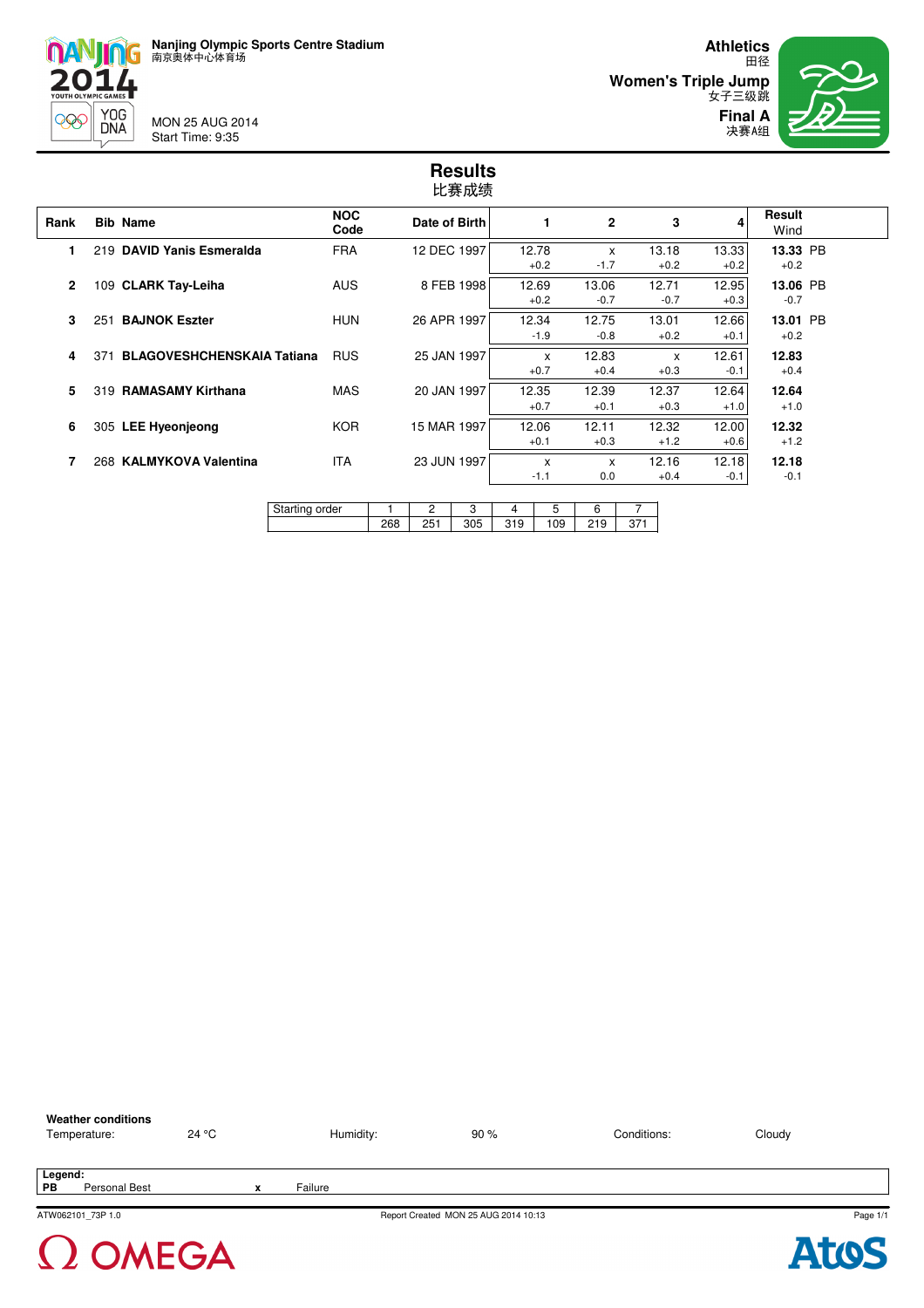Nanjing Olympic Sports Centre Stadium
南京奥体中心体育场

MON 25 AUG 2014
Start Time: 9:35

**Athletics**
田径

**Women's Triple Jump**
女子三级跳

**Final A**
决赛A组

# Results
比赛成绩

| Rank | Bib | Name | NOC Code | Date of Birth | 1 | 2 | 3 | 4 | Result | Wind |
|---|---|---|---|---|---|---|---|---|---|---|
| 1 | 219 | **DAVID Yanis Esmeralda** | FRA | 12 DEC 1997 | 12.78 +0.2 | x -1.7 | 13.18 +0.2 | 13.33 +0.2 | **13.33** PB | +0.2 |
| 2 | 109 | **CLARK Tay-Leiha** | AUS | 8 FEB 1998 | 12.69 +0.2 | 13.06 -0.7 | 12.71 -0.7 | 12.95 +0.3 | **13.06** PB | -0.7 |
| 3 | 251 | **BAJNOK Eszter** | HUN | 26 APR 1997 | 12.34 -1.9 | 12.75 -0.8 | 13.01 +0.2 | 12.66 +0.1 | **13.01** PB | +0.2 |
| 4 | 371 | **BLAGOVESHCHENSKAIA Tatiana** | RUS | 25 JAN 1997 | x +0.7 | 12.83 +0.4 | x +0.3 | 12.61 -0.1 | **12.83** | +0.4 |
| 5 | 319 | **RAMASAMY Kirthana** | MAS | 20 JAN 1997 | 12.35 +0.7 | 12.39 +0.1 | 12.37 +0.3 | 12.64 +1.0 | **12.64** | +1.0 |
| 6 | 305 | **LEE Hyeonjeong** | KOR | 15 MAR 1997 | 12.06 +0.1 | 12.11 +0.3 | 12.32 +1.2 | 12.00 +0.6 | **12.32** | +1.2 |
| 7 | 268 | **KALMYKOVA Valentina** | ITA | 23 JUN 1997 | x -1.1 | x 0.0 | 12.16 +0.4 | 12.18 -0.1 | **12.18** | -0.1 |

| Starting order | 1 | 2 | 3 | 4 | 5 | 6 | 7 |
|---|---|---|---|---|---|---|---|
| | 268 | 251 | 305 | 319 | 109 | 219 | 371 |

**Weather conditions**

| Temperature: | 24 °C | Humidity: | 90 % | Conditions: | Cloudy |
|---|---|---|---|---|---|

**Legend:**
**PB** Personal Best  **x** Failure

ATW062101_73P 1.0  Report Created MON 25 AUG 2014 10:13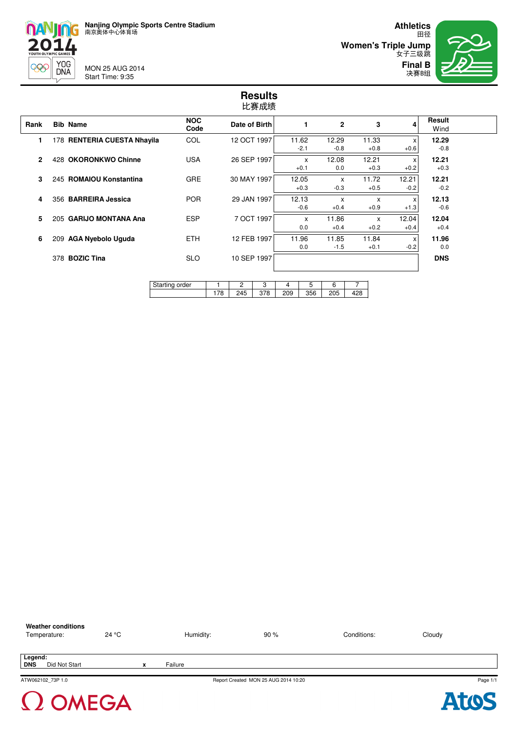Nanjing Olympic Sports Centre Stadium
南京奥体中心体育场

MON 25 AUG 2014
Start Time: 9:35

**Athletics**
田径

**Women's Triple Jump**
女子三级跳

**Final B**
决赛B组

# Results
比赛成绩

| Rank | Bib | Name | NOC Code | Date of Birth | 1 | 2 | 3 | 4 | Result / Wind |
|---|---|---|---|---|---|---|---|---|---|
| 1 | 178 | **RENTERIA CUESTA Nhayila** | COL | 12 OCT 1997 | 11.62 / -2.1 | 12.29 / -0.8 | 11.33 / +0.8 | x / +0.6 | **12.29** / -0.8 |
| 2 | 428 | **OKORONKWO Chinne** | USA | 26 SEP 1997 | x / +0.1 | 12.08 / 0.0 | 12.21 / +0.3 | x / +0.2 | **12.21** / +0.3 |
| 3 | 245 | **ROMAIOU Konstantina** | GRE | 30 MAY 1997 | 12.05 / +0.3 | x / -0.3 | 11.72 / +0.5 | 12.21 / -0.2 | **12.21** / -0.2 |
| 4 | 356 | **BARREIRA Jessica** | POR | 29 JAN 1997 | 12.13 / -0.6 | x / +0.4 | x / +0.9 | x / +1.3 | **12.13** / -0.6 |
| 5 | 205 | **GARIJO MONTANA Ana** | ESP | 7 OCT 1997 | x / 0.0 | 11.86 / +0.4 | x / +0.2 | 12.04 / +0.4 | **12.04** / +0.4 |
| 6 | 209 | **AGA Nyebolo Uguda** | ETH | 12 FEB 1997 | 11.96 / 0.0 | 11.85 / -1.5 | 11.84 / +0.1 | x / -0.2 | **11.96** / 0.0 |
| | 378 | **BOZIC Tina** | SLO | 10 SEP 1997 | | | | | **DNS** |

| Starting order | 1 | 2 | 3 | 4 | 5 | 6 | 7 |
|---|---|---|---|---|---|---|---|
| | 178 | 245 | 378 | 209 | 356 | 205 | 428 |

**Weather conditions**

Temperature: 24 °C | Humidity: 90 % | Conditions: Cloudy

**Legend:**
**DNS** Did Not Start | **x** Failure

ATW062102_73P 1.0 | Report Created MON 25 AUG 2014 10:20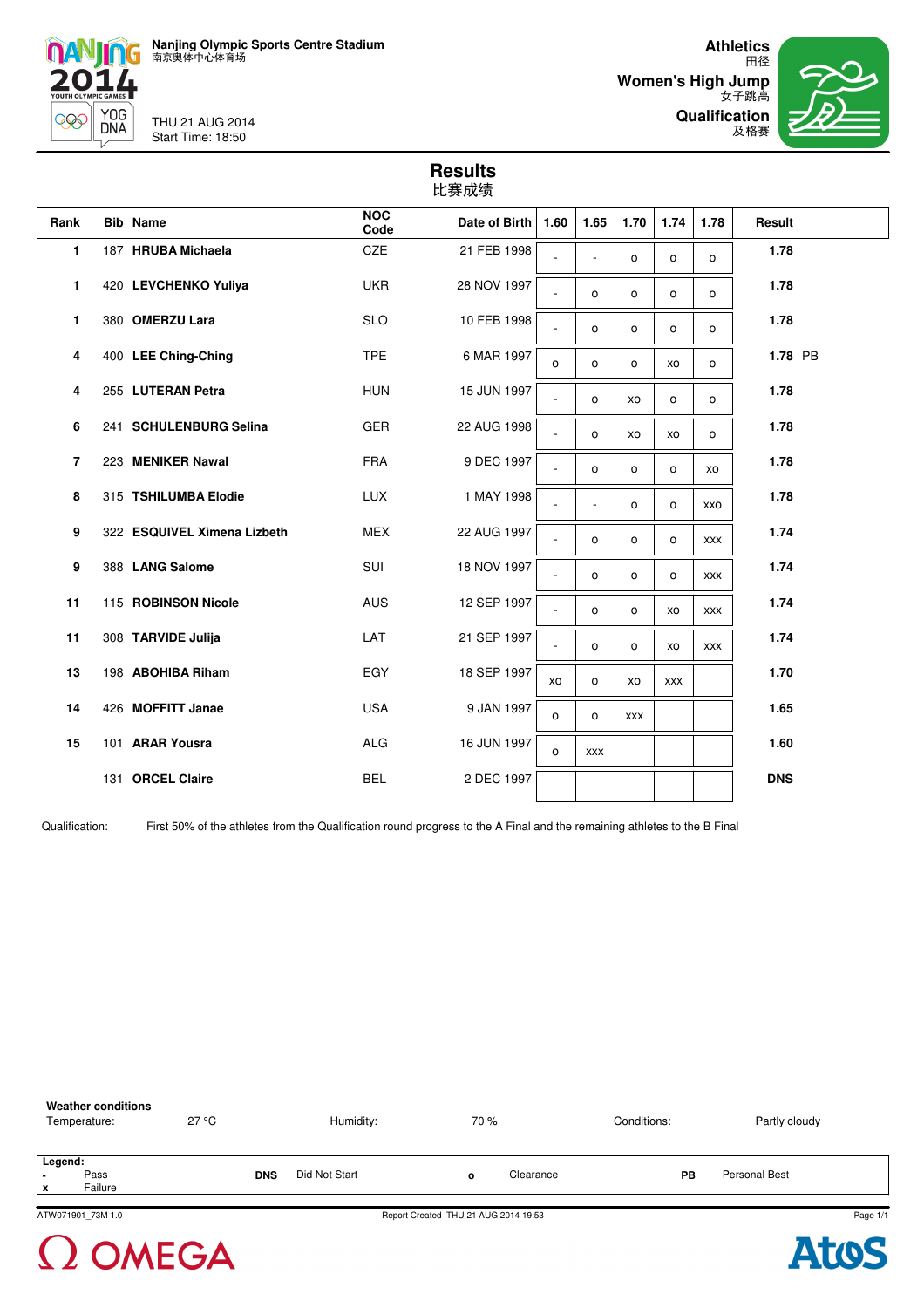Nanjing Olympic Sports Centre Stadium
南京奥体中心体育场

THU 21 AUG 2014
Start Time: 18:50

**Athletics**
田径
**Women's High Jump**
女子跳高
**Qualification**
及格赛

## Results
比赛成绩

| Rank | Bib | Name | NOC Code | Date of Birth | 1.60 | 1.65 | 1.70 | 1.74 | 1.78 | Result | |
|---|---|---|---|---|---|---|---|---|---|---|---|
| 1 | 187 | **HRUBA Michaela** | CZE | 21 FEB 1998 | - | - | o | o | o | **1.78** | |
| 1 | 420 | **LEVCHENKO Yuliya** | UKR | 28 NOV 1997 | - | o | o | o | o | **1.78** | |
| 1 | 380 | **OMERZU Lara** | SLO | 10 FEB 1998 | - | o | o | o | o | **1.78** | |
| 4 | 400 | **LEE Ching-Ching** | TPE | 6 MAR 1997 | o | o | o | xo | o | **1.78** | PB |
| 4 | 255 | **LUTERAN Petra** | HUN | 15 JUN 1997 | - | o | xo | o | o | **1.78** | |
| 6 | 241 | **SCHULENBURG Selina** | GER | 22 AUG 1998 | - | o | xo | xo | o | **1.78** | |
| 7 | 223 | **MENIKER Nawal** | FRA | 9 DEC 1997 | - | o | o | o | xo | **1.78** | |
| 8 | 315 | **TSHILUMBA Elodie** | LUX | 1 MAY 1998 | - | - | o | o | xxo | **1.78** | |
| 9 | 322 | **ESQUIVEL Ximena Lizbeth** | MEX | 22 AUG 1997 | - | o | o | o | xxx | **1.74** | |
| 9 | 388 | **LANG Salome** | SUI | 18 NOV 1997 | - | o | o | o | xxx | **1.74** | |
| 11 | 115 | **ROBINSON Nicole** | AUS | 12 SEP 1997 | - | o | o | xo | xxx | **1.74** | |
| 11 | 308 | **TARVIDE Julija** | LAT | 21 SEP 1997 | - | o | o | xo | xxx | **1.74** | |
| 13 | 198 | **ABOHIBA Riham** | EGY | 18 SEP 1997 | xo | o | xo | xxx | | **1.70** | |
| 14 | 426 | **MOFFITT Janae** | USA | 9 JAN 1997 | o | o | xxx | | | **1.65** | |
| 15 | 101 | **ARAR Yousra** | ALG | 16 JUN 1997 | o | xxx | | | | **1.60** | |
| | 131 | **ORCEL Claire** | BEL | 2 DEC 1997 | | | | | | **DNS** | |

Qualification: First 50% of the athletes from the Qualification round progress to the A Final and the remaining athletes to the B Final

**Weather conditions**

| Temperature: | 27 °C | Humidity: | 70 % | Conditions: | Partly cloudy |
|---|---|---|---|---|---|

**Legend:**

| | | | | | | | |
|---|---|---|---|---|---|---|---|
| - | Pass | DNS | Did Not Start | o | Clearance | PB | Personal Best |
| x | Failure | | | | | | |

ATW071901_73M 1.0 Report Created THU 21 AUG 2014 19:53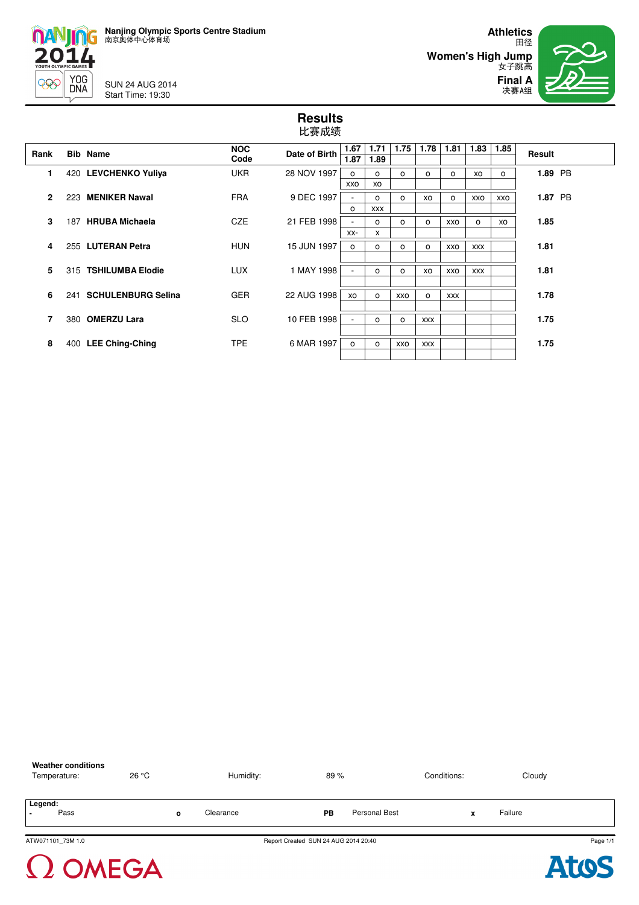Nanjing Olympic Sports Centre Stadium
南京奥体中心体育场

SUN 24 AUG 2014
Start Time: 19:30

**Athletics**
田径
**Women's High Jump**
女子跳高
**Final A**
决赛A组

# Results
比赛成绩

| Rank | Bib | Name | NOC Code | Date of Birth | 1.67 / 1.87 | 1.71 / 1.89 | 1.75 | 1.78 | 1.81 | 1.83 | 1.85 | Result |
|---|---|---|---|---|---|---|---|---|---|---|---|---|
| 1 | 420 | **LEVCHENKO Yuliya** | UKR | 28 NOV 1997 | o / xxo | o / xo | o | o | o | xo | o | **1.89** PB |
| 2 | 223 | **MENIKER Nawal** | FRA | 9 DEC 1997 | - / o | o / xxx | o | xo | o | xxo | xxo | **1.87** PB |
| 3 | 187 | **HRUBA Michaela** | CZE | 21 FEB 1998 | - / xx- | o / x | o | o | xxo | o | xo | **1.85** |
| 4 | 255 | **LUTERAN Petra** | HUN | 15 JUN 1997 | o | o | o | o | xxo | xxx | | **1.81** |
| 5 | 315 | **TSHILUMBA Elodie** | LUX | 1 MAY 1998 | - | o | o | xo | xxo | xxx | | **1.81** |
| 6 | 241 | **SCHULENBURG Selina** | GER | 22 AUG 1998 | xo | o | xxo | o | xxx | | | **1.78** |
| 7 | 380 | **OMERZU Lara** | SLO | 10 FEB 1998 | - | o | o | xxx | | | | **1.75** |
| 8 | 400 | **LEE Ching-Ching** | TPE | 6 MAR 1997 | o | o | xxo | xxx | | | | **1.75** |

**Weather conditions**

| Temperature: | 26 °C | Humidity: | 89 % | Conditions: | Cloudy |
|---|---|---|---|---|---|

**Legend:**

| - | Pass | o | Clearance | PB | Personal Best | x | Failure |
|---|---|---|---|---|---|---|---|

ATW071101_73M 1.0 — Report Created SUN 24 AUG 2014 20:40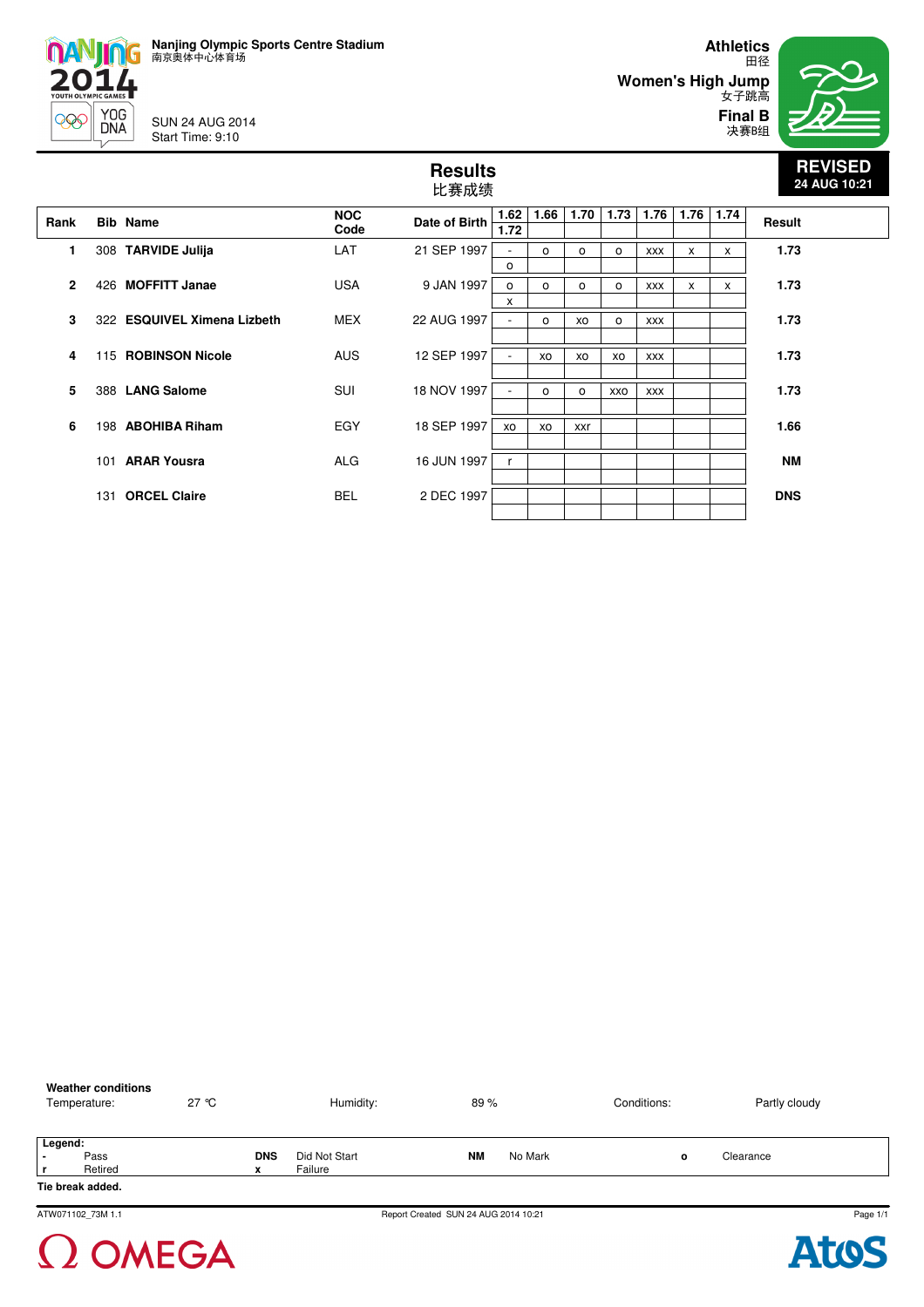Nanjing Olympic Sports Centre Stadium
南京奥体中心体育场

SUN 24 AUG 2014
Start Time: 9:10

**Athletics**
田径

**Women's High Jump**
女子跳高

**Final B**
决赛B组

**REVISED**
**24 AUG 10:21**

## Results
比赛成绩

| Rank | Bib | Name | NOC Code | Date of Birth | 1.62 / 1.72 | 1.66 | 1.70 | 1.73 | 1.76 | 1.76 | 1.74 | Result |
|---|---|---|---|---|---|---|---|---|---|---|---|---|
| 1 | 308 | **TARVIDE Julija** | LAT | 21 SEP 1997 | - / o | o | o | o | xxx | x | x | **1.73** |
| 2 | 426 | **MOFFITT Janae** | USA | 9 JAN 1997 | o / x | o | o | o | xxx | x | x | **1.73** |
| 3 | 322 | **ESQUIVEL Ximena Lizbeth** | MEX | 22 AUG 1997 | - | o | xo | o | xxx | | | **1.73** |
| 4 | 115 | **ROBINSON Nicole** | AUS | 12 SEP 1997 | - | xo | xo | xo | xxx | | | **1.73** |
| 5 | 388 | **LANG Salome** | SUI | 18 NOV 1997 | - | o | o | xxo | xxx | | | **1.73** |
| 6 | 198 | **ABOHIBA Riham** | EGY | 18 SEP 1997 | xo | xo | xxr | | | | | **1.66** |
| | 101 | **ARAR Yousra** | ALG | 16 JUN 1997 | r | | | | | | | **NM** |
| | 131 | **ORCEL Claire** | BEL | 2 DEC 1997 | | | | | | | | **DNS** |

**Weather conditions**

| Temperature: | 27 °C | Humidity: | 89 % | Conditions: | Partly cloudy |
|---|---|---|---|---|---|

**Legend:**

| | | | | | | | |
|---|---|---|---|---|---|---|---|
| - | Pass | **DNS** | Did Not Start | **NM** | No Mark | **o** | Clearance |
| r | Retired | **x** | Failure | | | | |

**Tie break added.**

ATW071102_73M 1.1 Report Created SUN 24 AUG 2014 10:21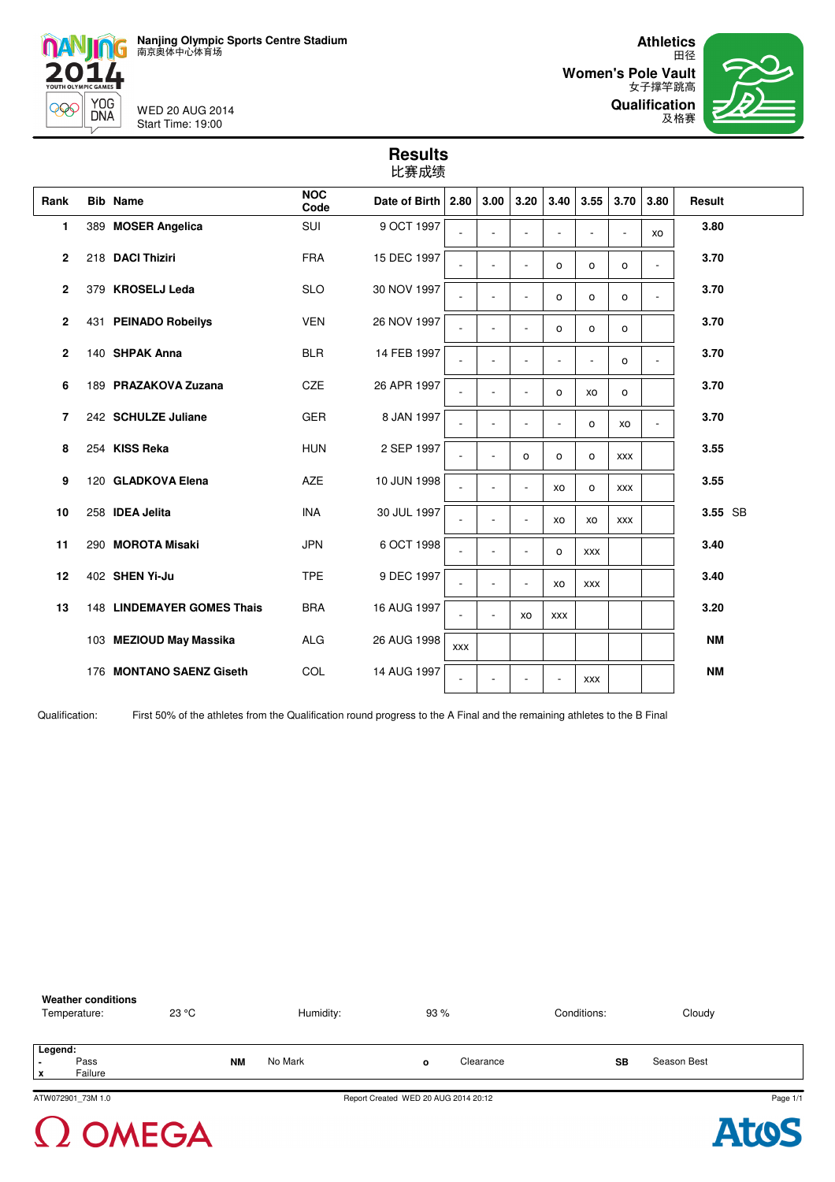Nanjing Olympic Sports Centre Stadium
南京奥体中心体育场

WED 20 AUG 2014
Start Time: 19:00

**Athletics**
田径
**Women's Pole Vault**
女子撑竿跳高
**Qualification**
及格赛

# Results
比赛成绩

| Rank | Bib | Name | NOC Code | Date of Birth | 2.80 | 3.00 | 3.20 | 3.40 | 3.55 | 3.70 | 3.80 | Result |
|---|---|---|---|---|---|---|---|---|---|---|---|---|
| 1 | 389 | **MOSER Angelica** | SUI | 9 OCT 1997 | - | - | - | - | - | - | xo | **3.80** |
| 2 | 218 | **DACI Thiziri** | FRA | 15 DEC 1997 | - | - | - | o | o | o | - | **3.70** |
| 2 | 379 | **KROSELJ Leda** | SLO | 30 NOV 1997 | - | - | - | o | o | o | - | **3.70** |
| 2 | 431 | **PEINADO Robeilys** | VEN | 26 NOV 1997 | - | - | - | o | o | o | | **3.70** |
| 2 | 140 | **SHPAK Anna** | BLR | 14 FEB 1997 | - | - | - | - | - | o | - | **3.70** |
| 6 | 189 | **PRAZAKOVA Zuzana** | CZE | 26 APR 1997 | - | - | - | o | xo | o | | **3.70** |
| 7 | 242 | **SCHULZE Juliane** | GER | 8 JAN 1997 | - | - | - | - | o | xo | - | **3.70** |
| 8 | 254 | **KISS Reka** | HUN | 2 SEP 1997 | - | - | o | o | o | xxx | | **3.55** |
| 9 | 120 | **GLADKOVA Elena** | AZE | 10 JUN 1998 | - | - | - | xo | o | xxx | | **3.55** |
| 10 | 258 | **IDEA Jelita** | INA | 30 JUL 1997 | - | - | - | xo | xo | xxx | | **3.55** SB |
| 11 | 290 | **MOROTA Misaki** | JPN | 6 OCT 1998 | - | - | - | o | xxx | | | **3.40** |
| 12 | 402 | **SHEN Yi-Ju** | TPE | 9 DEC 1997 | - | - | - | xo | xxx | | | **3.40** |
| 13 | 148 | **LINDEMAYER GOMES Thais** | BRA | 16 AUG 1997 | - | - | xo | xxx | | | | **3.20** |
| | 103 | **MEZIOUD May Massika** | ALG | 26 AUG 1998 | xxx | | | | | | | **NM** |
| | 176 | **MONTANO SAENZ Giseth** | COL | 14 AUG 1997 | - | - | - | - | xxx | | | **NM** |

Qualification: First 50% of the athletes from the Qualification round progress to the A Final and the remaining athletes to the B Final

**Weather conditions**

| Temperature: | 23 °C | Humidity: | 93 % | Conditions: | Cloudy |
|---|---|---|---|---|---|

**Legend:**

| | | | | | | | |
|---|---|---|---|---|---|---|---|
| - | Pass | **NM** | No Mark | **o** | Clearance | **SB** | Season Best |
| **x** | Failure | | | | | | |

ATW072901_73M 1.0 Report Created WED 20 AUG 2014 20:12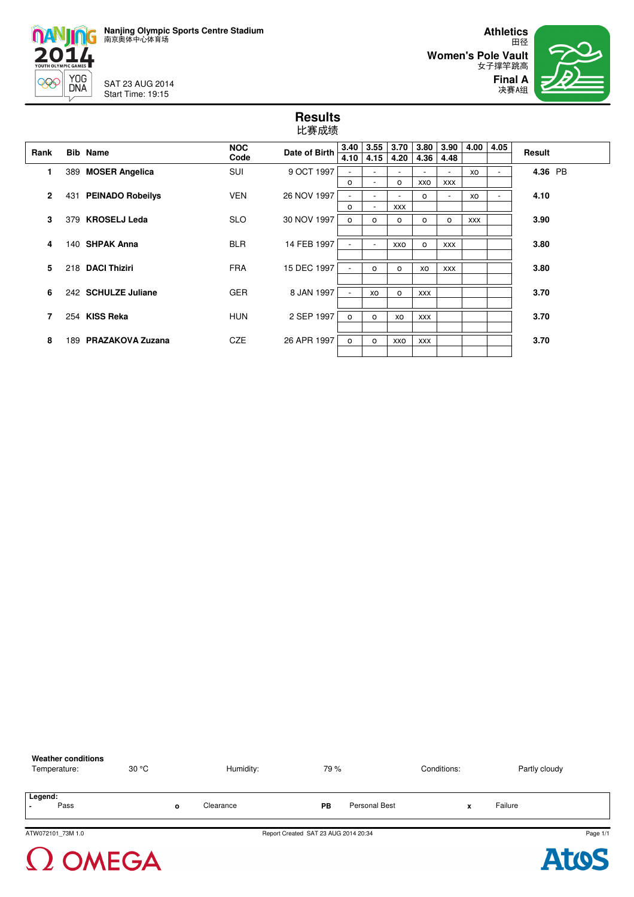Nanjing Olympic Sports Centre Stadium
南京奥体中心体育场

SAT 23 AUG 2014
Start Time: 19:15

**Athletics** 田径
**Women's Pole Vault** 女子撑竿跳高
**Final A** 决赛A组

# Results
比赛成绩

| Rank | Bib | Name | NOC Code | Date of Birth | 3.40 / 4.10 | 3.55 / 4.15 | 3.70 / 4.20 | 3.80 / 4.36 | 3.90 / 4.48 | 4.00 | 4.05 | Result |
|---|---|---|---|---|---|---|---|---|---|---|---|---|
| 1 | 389 | **MOSER Angelica** | SUI | 9 OCT 1997 | - | - | - | - | - | xo | - | **4.36** PB |
| | | | | | o | - | o | xxo | xxx | | | |
| 2 | 431 | **PEINADO Robeilys** | VEN | 26 NOV 1997 | - | - | - | o | - | xo | - | **4.10** |
| | | | | | o | - | xxx | | | | | |
| 3 | 379 | **KROSELJ Leda** | SLO | 30 NOV 1997 | o | o | o | o | o | xxx | | **3.90** |
| 4 | 140 | **SHPAK Anna** | BLR | 14 FEB 1997 | - | - | xxo | o | xxx | | | **3.80** |
| 5 | 218 | **DACI Thiziri** | FRA | 15 DEC 1997 | - | o | o | xo | xxx | | | **3.80** |
| 6 | 242 | **SCHULZE Juliane** | GER | 8 JAN 1997 | - | xo | o | xxx | | | | **3.70** |
| 7 | 254 | **KISS Reka** | HUN | 2 SEP 1997 | o | o | xo | xxx | | | | **3.70** |
| 8 | 189 | **PRAZAKOVA Zuzana** | CZE | 26 APR 1997 | o | o | xxo | xxx | | | | **3.70** |

**Weather conditions**

| Temperature: | 30 °C | Humidity: | 79 % | Conditions: | Partly cloudy |
|---|---|---|---|---|---|

**Legend:**

| - | Pass | o | Clearance | PB | Personal Best | x | Failure |
|---|---|---|---|---|---|---|---|

ATW072101_73M 1.0 — Report Created SAT 23 AUG 2014 20:34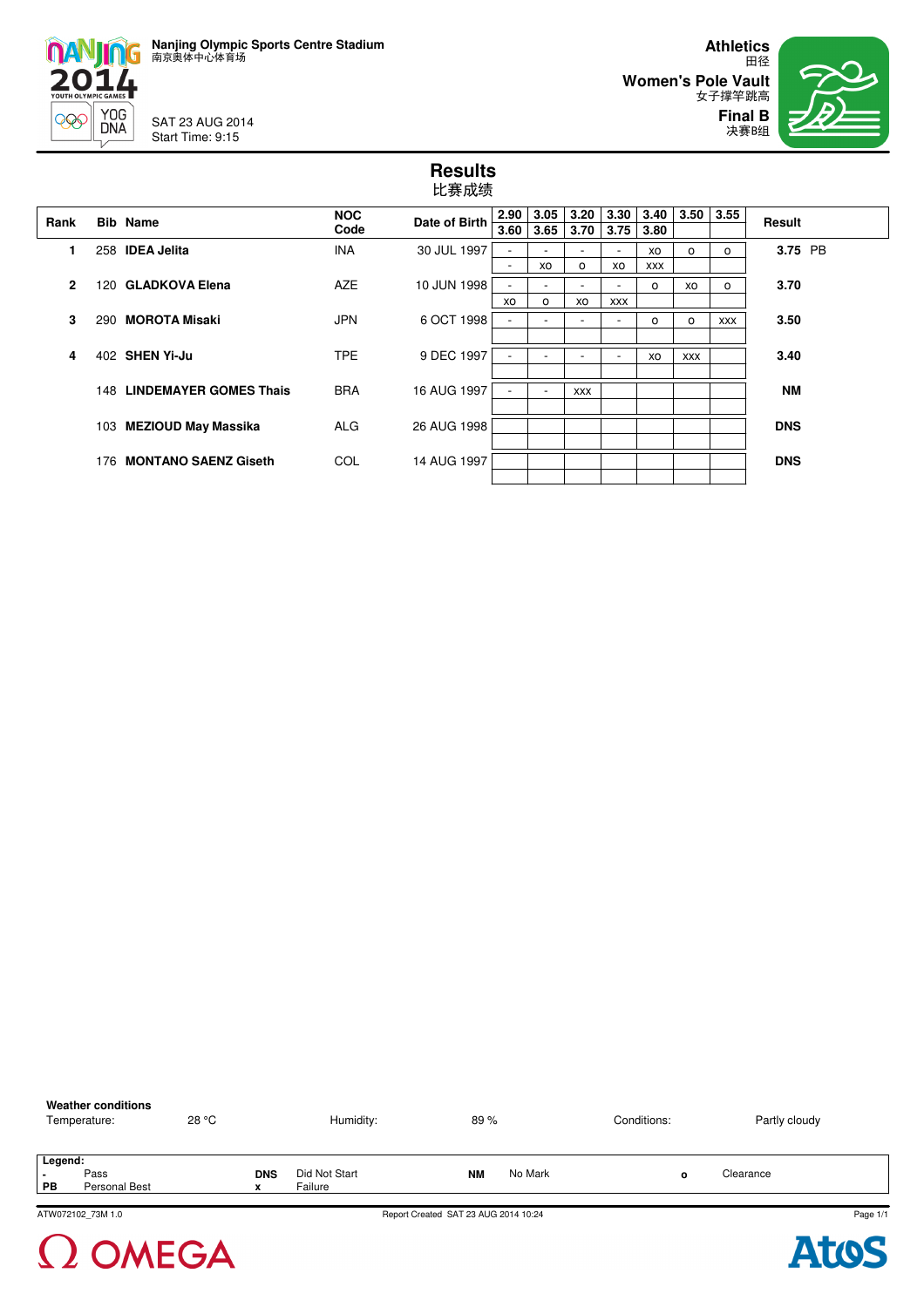Nanjing Olympic Sports Centre Stadium
南京奥体中心体育场

SAT 23 AUG 2014
Start Time: 9:15

**Athletics**
田径
**Women's Pole Vault**
女子撑竿跳高
**Final B**
决赛B组

# Results
比赛成绩

| Rank | Bib | Name | NOC Code | Date of Birth | 2.90 / 3.60 | 3.05 / 3.65 | 3.20 / 3.70 | 3.30 / 3.75 | 3.40 / 3.80 | 3.50 | 3.55 | Result |
|---|---|---|---|---|---|---|---|---|---|---|---|---|
| 1 | 258 | **IDEA Jelita** | INA | 30 JUL 1997 | - | - | - | - | xo | o | o | **3.75** PB |
| | | | | | - | xo | o | xo | xxx | | | |
| 2 | 120 | **GLADKOVA Elena** | AZE | 10 JUN 1998 | - | - | - | - | o | xo | o | **3.70** |
| | | | | | xo | o | xo | xxx | | | | |
| 3 | 290 | **MOROTA Misaki** | JPN | 6 OCT 1998 | - | - | - | - | o | o | xxx | **3.50** |
| 4 | 402 | **SHEN Yi-Ju** | TPE | 9 DEC 1997 | - | - | - | - | xo | xxx | | **3.40** |
| | 148 | **LINDEMAYER GOMES Thais** | BRA | 16 AUG 1997 | - | - | xxx | | | | | **NM** |
| | 103 | **MEZIOUD May Massika** | ALG | 26 AUG 1998 | | | | | | | | **DNS** |
| | 176 | **MONTANO SAENZ Giseth** | COL | 14 AUG 1997 | | | | | | | | **DNS** |

**Weather conditions**

| Temperature: | 28 °C | Humidity: | 89 % | Conditions: | Partly cloudy |
|---|---|---|---|---|---|

**Legend:**

| | | | | | | | |
|---|---|---|---|---|---|---|---|
| - | Pass | **DNS** | Did Not Start | **NM** | No Mark | **o** | Clearance |
| **PB** | Personal Best | **x** | Failure | | | | |

ATW072102_73M 1.0 — Report Created SAT 23 AUG 2014 10:24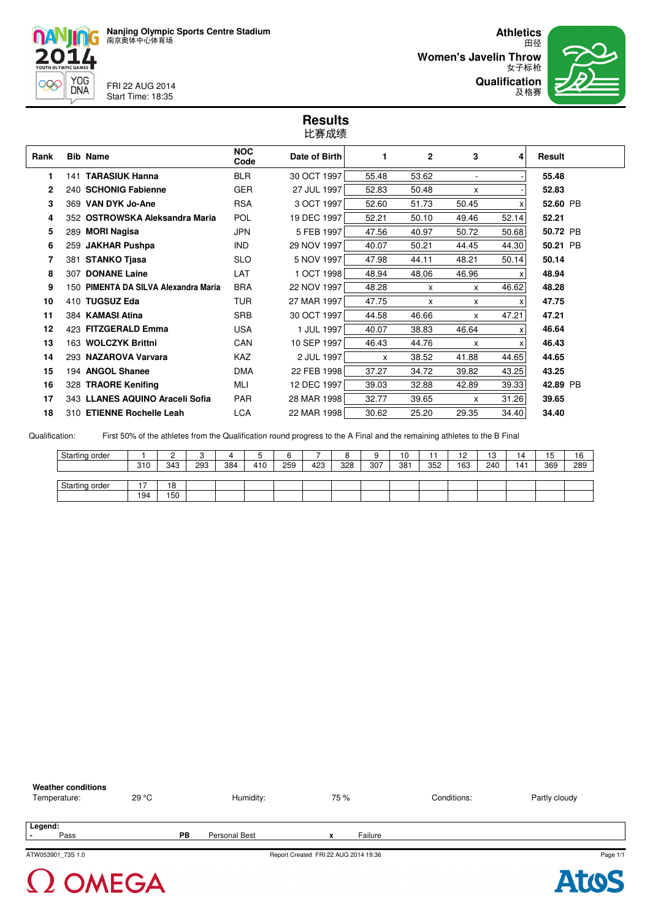Nanjing Olympic Sports Centre Stadium
南京奥体中心体育场

FRI 22 AUG 2014
Start Time: 18:35

Athletics
田径

Women's Javelin Throw
女子标枪

Qualification
及格赛

# Results
比赛成绩

| Rank | Bib | Name | NOC Code | Date of Birth | 1 | 2 | 3 | 4 | Result |
|---|---|---|---|---|---|---|---|---|---|
| 1 | 141 | **TARASIUK Hanna** | BLR | 30 OCT 1997 | 55.48 | 53.62 | - | - | **55.48** |
| 2 | 240 | **SCHONIG Fabienne** | GER | 27 JUL 1997 | 52.83 | 50.48 | x | - | **52.83** |
| 3 | 369 | **VAN DYK Jo-Ane** | RSA | 3 OCT 1997 | 52.60 | 51.73 | 50.45 | x | **52.60** PB |
| 4 | 352 | **OSTROWSKA Aleksandra Maria** | POL | 19 DEC 1997 | 52.21 | 50.10 | 49.46 | 52.14 | **52.21** |
| 5 | 289 | **MORI Nagisa** | JPN | 5 FEB 1997 | 47.56 | 40.97 | 50.72 | 50.68 | **50.72** PB |
| 6 | 259 | **JAKHAR Pushpa** | IND | 29 NOV 1997 | 40.07 | 50.21 | 44.45 | 44.30 | **50.21** PB |
| 7 | 381 | **STANKO Tjasa** | SLO | 5 NOV 1997 | 47.98 | 44.11 | 48.21 | 50.14 | **50.14** |
| 8 | 307 | **DONANE Laine** | LAT | 1 OCT 1998 | 48.94 | 48.06 | 46.96 | x | **48.94** |
| 9 | 150 | **PIMENTA DA SILVA Alexandra Maria** | BRA | 22 NOV 1997 | 48.28 | x | x | 46.62 | **48.28** |
| 10 | 410 | **TUGSUZ Eda** | TUR | 27 MAR 1997 | 47.75 | x | x | x | **47.75** |
| 11 | 384 | **KAMASI Atina** | SRB | 30 OCT 1997 | 44.58 | 46.66 | x | 47.21 | **47.21** |
| 12 | 423 | **FITZGERALD Emma** | USA | 1 JUL 1997 | 40.07 | 38.83 | 46.64 | x | **46.64** |
| 13 | 163 | **WOLCZYK Brittni** | CAN | 10 SEP 1997 | 46.43 | 44.76 | x | x | **46.43** |
| 14 | 293 | **NAZAROVA Varvara** | KAZ | 2 JUL 1997 | x | 38.52 | 41.88 | 44.65 | **44.65** |
| 15 | 194 | **ANGOL Shanee** | DMA | 22 FEB 1998 | 37.27 | 34.72 | 39.82 | 43.25 | **43.25** |
| 16 | 328 | **TRAORE Kenifing** | MLI | 12 DEC 1997 | 39.03 | 32.88 | 42.89 | 39.33 | **42.89** PB |
| 17 | 343 | **LLANES AQUINO Araceli Sofia** | PAR | 28 MAR 1998 | 32.77 | 39.65 | x | 31.26 | **39.65** |
| 18 | 310 | **ETIENNE Rochelle Leah** | LCA | 22 MAR 1998 | 30.62 | 25.20 | 29.35 | 34.40 | **34.40** |

Qualification: First 50% of the athletes from the Qualification round progress to the A Final and the remaining athletes to the B Final

| Starting order | 1 | 2 | 3 | 4 | 5 | 6 | 7 | 8 | 9 | 10 | 11 | 12 | 13 | 14 | 15 | 16 |
|---|---|---|---|---|---|---|---|---|---|---|---|---|---|---|---|---|
| | 310 | 343 | 293 | 384 | 410 | 259 | 423 | 328 | 307 | 381 | 352 | 163 | 240 | 141 | 369 | 289 |

| Starting order | 17 | 18 |
|---|---|---|
| | 194 | 150 |

**Weather conditions**

Temperature: 29 °C | Humidity: 75 % | Conditions: Partly cloudy

**Legend:**

- Pass | **PB** Personal Best | **x** Failure

ATW053901_73S 1.0 | Report Created FRI 22 AUG 2014 19:36 | Page 1/1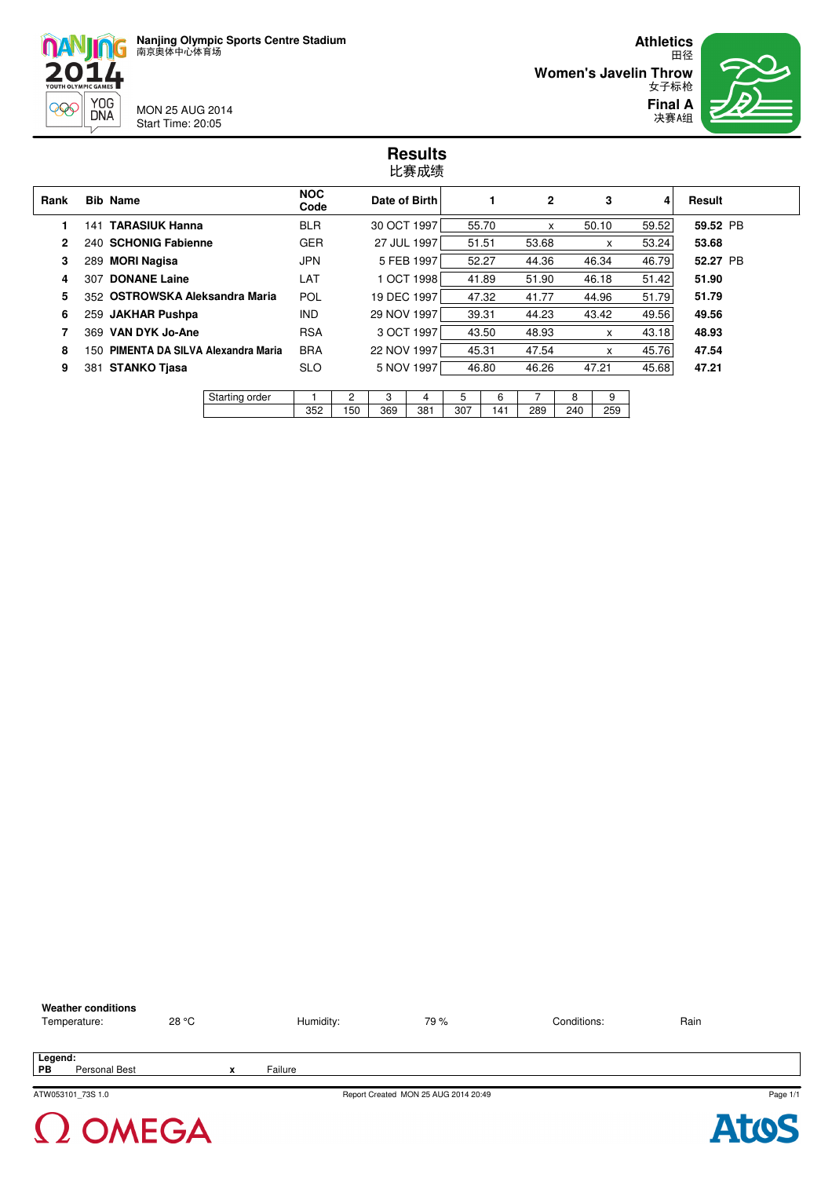Nanjing Olympic Sports Centre Stadium
南京奥体中心体育场

MON 25 AUG 2014
Start Time: 20:05

**Athletics**
田径

**Women's Javelin Throw**
女子标枪

**Final A**
决赛A组

# Results
比赛成绩

| Rank | Bib | Name | NOC Code | Date of Birth | 1 | 2 | 3 | 4 | Result |
|---|---|---|---|---|---|---|---|---|---|
| 1 | 141 | **TARASIUK Hanna** | BLR | 30 OCT 1997 | 55.70 | x | 50.10 | 59.52 | **59.52** PB |
| 2 | 240 | **SCHONIG Fabienne** | GER | 27 JUL 1997 | 51.51 | 53.68 | x | 53.24 | **53.68** |
| 3 | 289 | **MORI Nagisa** | JPN | 5 FEB 1997 | 52.27 | 44.36 | 46.34 | 46.79 | **52.27** PB |
| 4 | 307 | **DONANE Laine** | LAT | 1 OCT 1998 | 41.89 | 51.90 | 46.18 | 51.42 | **51.90** |
| 5 | 352 | **OSTROWSKA Aleksandra Maria** | POL | 19 DEC 1997 | 47.32 | 41.77 | 44.96 | 51.79 | **51.79** |
| 6 | 259 | **JAKHAR Pushpa** | IND | 29 NOV 1997 | 39.31 | 44.23 | 43.42 | 49.56 | **49.56** |
| 7 | 369 | **VAN DYK Jo-Ane** | RSA | 3 OCT 1997 | 43.50 | 48.93 | x | 43.18 | **48.93** |
| 8 | 150 | **PIMENTA DA SILVA Alexandra Maria** | BRA | 22 NOV 1997 | 45.31 | 47.54 | x | 45.76 | **47.54** |
| 9 | 381 | **STANKO Tjasa** | SLO | 5 NOV 1997 | 46.80 | 46.26 | 47.21 | 45.68 | **47.21** |

| Starting order | 1 | 2 | 3 | 4 | 5 | 6 | 7 | 8 | 9 |
|---|---|---|---|---|---|---|---|---|---|
| | 352 | 150 | 369 | 381 | 307 | 141 | 289 | 240 | 259 |

**Weather conditions**

| Temperature: | 28 °C | Humidity: | 79 % | Conditions: | Rain |
|---|---|---|---|---|---|

**Legend:**

| | | | |
|---|---|---|---|
| **PB** | Personal Best | **x** | Failure |

ATW053101_73S 1.0 Report Created MON 25 AUG 2014 20:49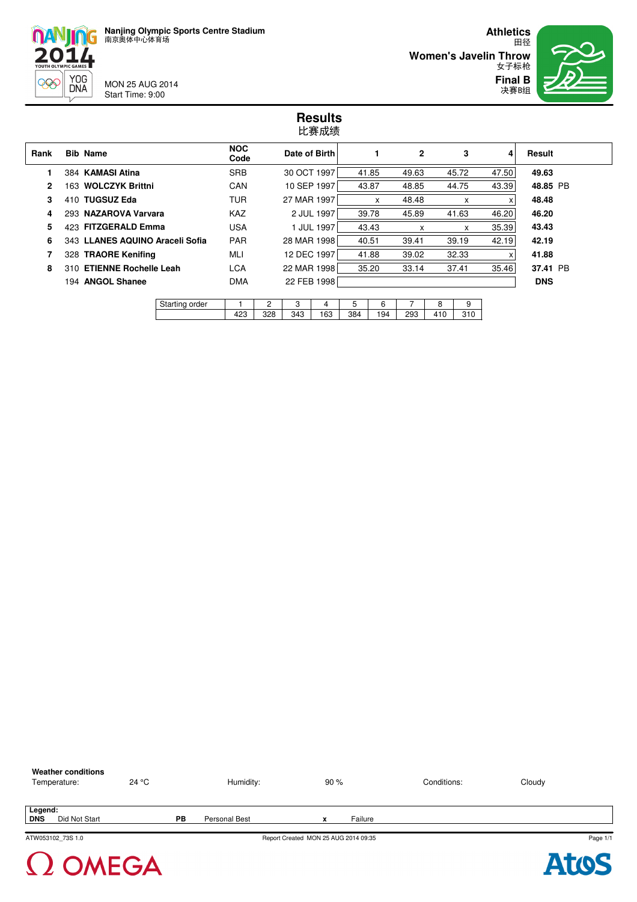Nanjing Olympic Sports Centre Stadium
南京奥体中心体育场

MON 25 AUG 2014
Start Time: 9:00

**Athletics**
田径

**Women's Javelin Throw**
女子标枪

**Final B**
决赛B组

# Results
比赛成绩

| Rank | Bib | Name | NOC Code | Date of Birth | 1 | 2 | 3 | 4 | Result | |
|---|---|---|---|---|---|---|---|---|---|---|
| **1** | 384 | **KAMASI Atina** | SRB | 30 OCT 1997 | 41.85 | 49.63 | 45.72 | 47.50 | **49.63** | |
| **2** | 163 | **WOLCZYK Brittni** | CAN | 10 SEP 1997 | 43.87 | 48.85 | 44.75 | 43.39 | **48.85** | PB |
| **3** | 410 | **TUGSUZ Eda** | TUR | 27 MAR 1997 | x | 48.48 | x | x | **48.48** | |
| **4** | 293 | **NAZAROVA Varvara** | KAZ | 2 JUL 1997 | 39.78 | 45.89 | 41.63 | 46.20 | **46.20** | |
| **5** | 423 | **FITZGERALD Emma** | USA | 1 JUL 1997 | 43.43 | x | x | 35.39 | **43.43** | |
| **6** | 343 | **LLANES AQUINO Araceli Sofia** | PAR | 28 MAR 1998 | 40.51 | 39.41 | 39.19 | 42.19 | **42.19** | |
| **7** | 328 | **TRAORE Kenifing** | MLI | 12 DEC 1997 | 41.88 | 39.02 | 32.33 | x | **41.88** | |
| **8** | 310 | **ETIENNE Rochelle Leah** | LCA | 22 MAR 1998 | 35.20 | 33.14 | 37.41 | 35.46 | **37.41** | PB |
| | 194 | **ANGOL Shanee** | DMA | 22 FEB 1998 | | | | | **DNS** | |

| Starting order | 1 | 2 | 3 | 4 | 5 | 6 | 7 | 8 | 9 |
|---|---|---|---|---|---|---|---|---|---|
| | 423 | 328 | 343 | 163 | 384 | 194 | 293 | 410 | 310 |

**Weather conditions**

Temperature: 24 °C  Humidity: 90 %  Conditions: Cloudy

**Legend:**

**DNS** Did Not Start  **PB** Personal Best  **x** Failure

ATW053102_73S 1.0  Report Created MON 25 AUG 2014 09:35